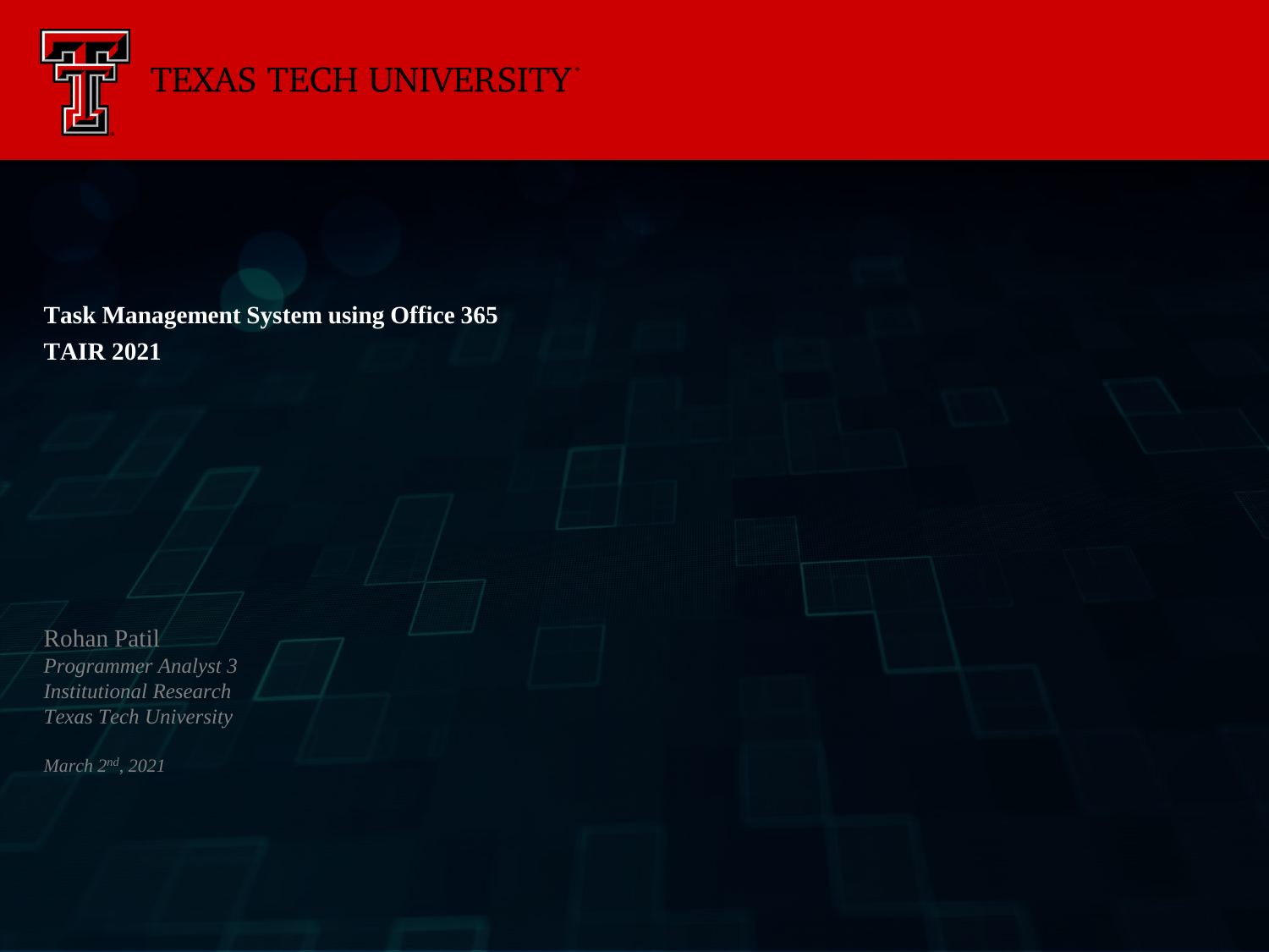TEXAS TECH UNIVERSITY

# Task Management System using Office 365

## TAIR 2021

Rohan Patil

*Programmer Analyst 3*

*Institutional Research*

*Texas Tech University*

*March 2nd, 2021*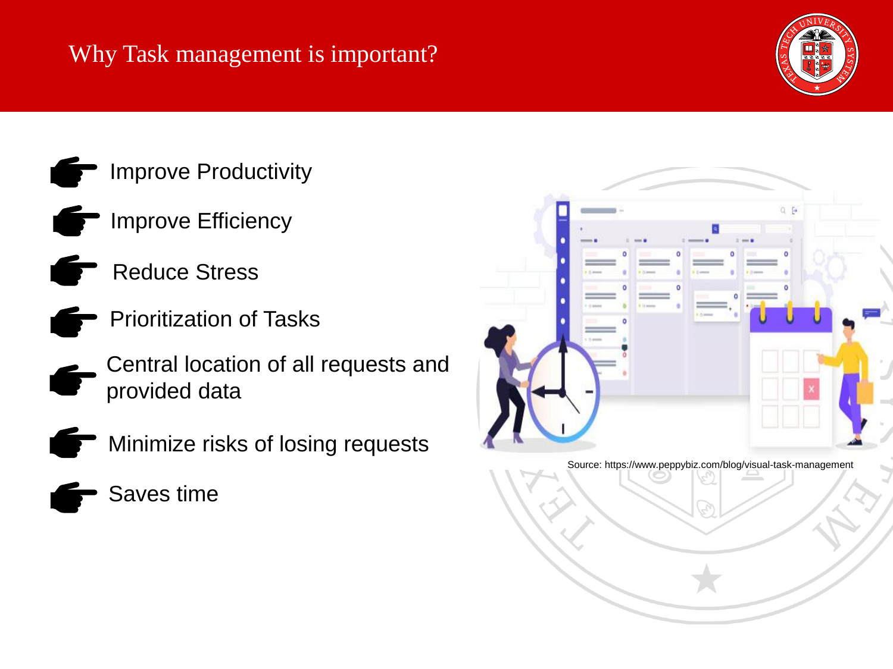# Why Task management is important?

- Improve Productivity
- Improve Efficiency
- Reduce Stress
- Prioritization of Tasks
- Central location of all requests and provided data
- Minimize risks of losing requests
- Saves time

Source: https://www.peppybiz.com/blog/visual-task-management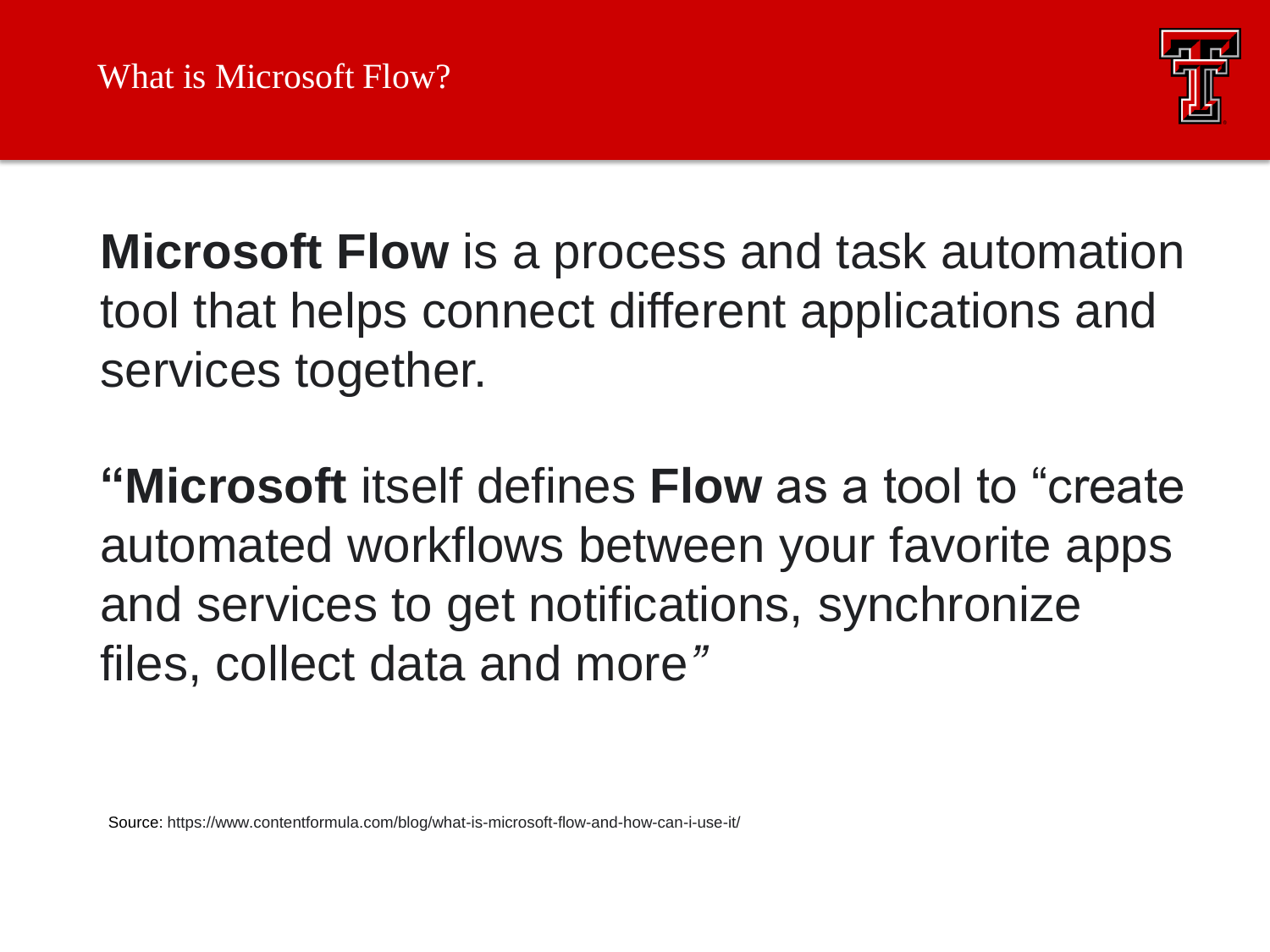# What is Microsoft Flow?

**Microsoft Flow** is a process and task automation tool that helps connect different applications and services together.

**"Microsoft** itself defines **Flow** as a tool to "create automated workflows between your favorite apps and services to get notifications, synchronize files, collect data and more"

Source: https://www.contentformula.com/blog/what-is-microsoft-flow-and-how-can-i-use-it/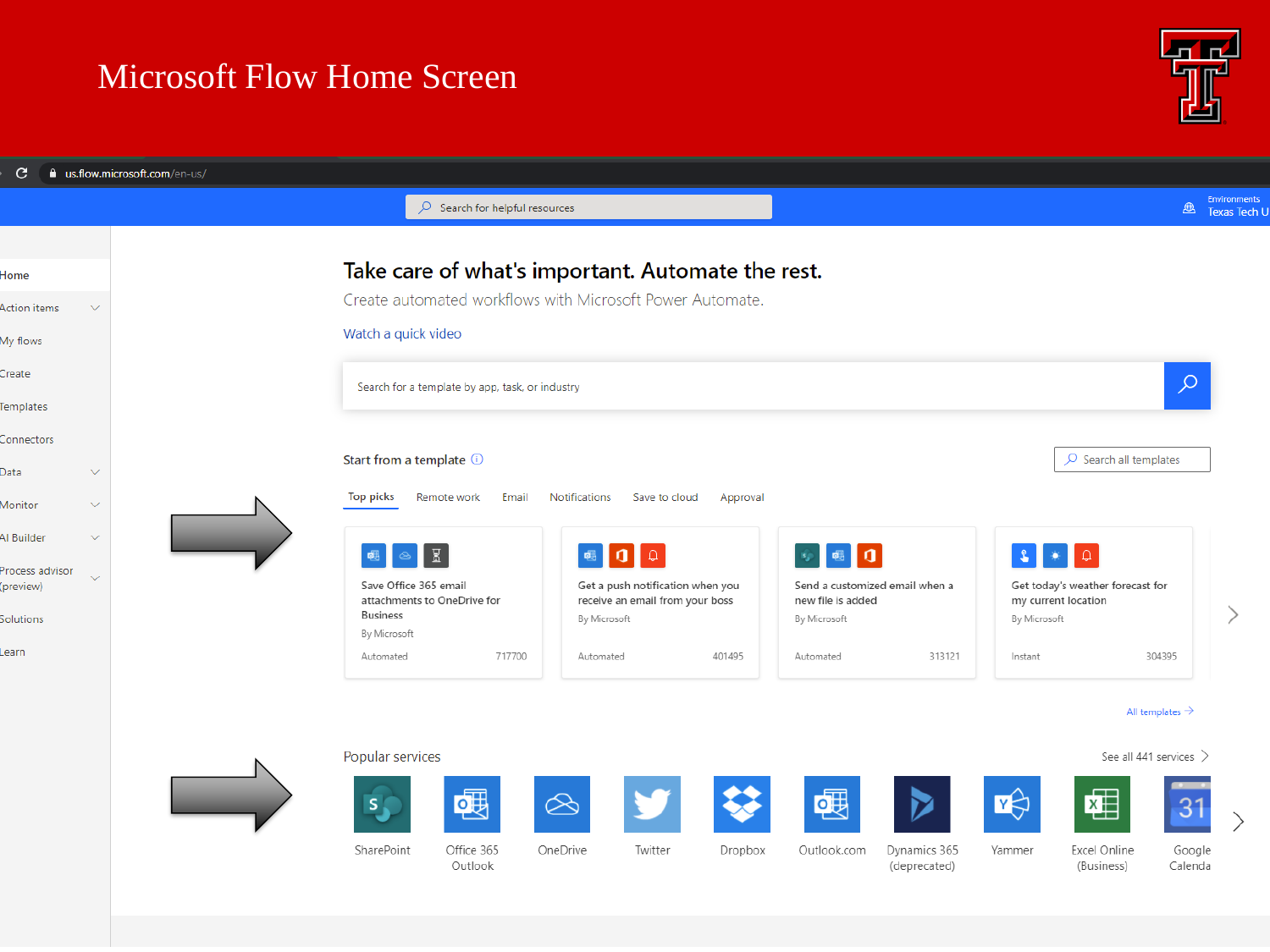# Microsoft Flow Home Screen

us.flow.microsoft.com/en-us/

Search for helpful resources

Environments
Texas Tech U

- Home
- Action items
- My flows
- Create
- Templates
- Connectors
- Data
- Monitor
- AI Builder
- Process advisor (preview)
- Solutions
- Learn

## Take care of what's important. Automate the rest.

Create automated workflows with Microsoft Power Automate.

Watch a quick video

Search for a template by app, task, or industry

### Start from a template

Search all templates

Top picks | Remote work | Email | Notifications | Save to cloud | Approval

| Template | By | Type | Count |
| --- | --- | --- | --- |
| Save Office 365 email attachments to OneDrive for Business | By Microsoft | Automated | 717700 |
| Get a push notification when you receive an email from your boss | By Microsoft | Automated | 401495 |
| Send a customized email when a new file is added | By Microsoft | Automated | 313121 |
| Get today's weather forecast for my current location | By Microsoft | Instant | 304395 |

All templates →

### Popular services

See all 441 services >

SharePoint, Office 365 Outlook, OneDrive, Twitter, Dropbox, Outlook.com, Dynamics 365 (deprecated), Yammer, Excel Online (Business), Google Calenda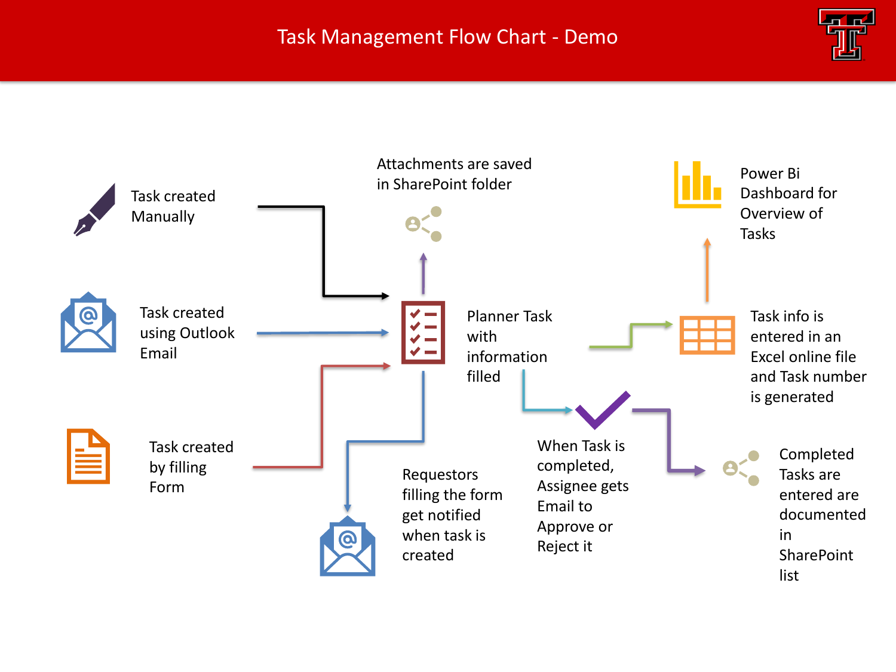# Task Management Flow Chart - Demo

Task created Manually

Task created using Outlook Email

Task created by filling Form

Attachments are saved in SharePoint folder

Planner Task with information filled

Requestors filling the form get notified when task is created

Task info is entered in an Excel online file and Task number is generated

Power Bi Dashboard for Overview of Tasks

When Task is completed, Assignee gets Email to Approve or Reject it

Completed Tasks are entered are documented in SharePoint list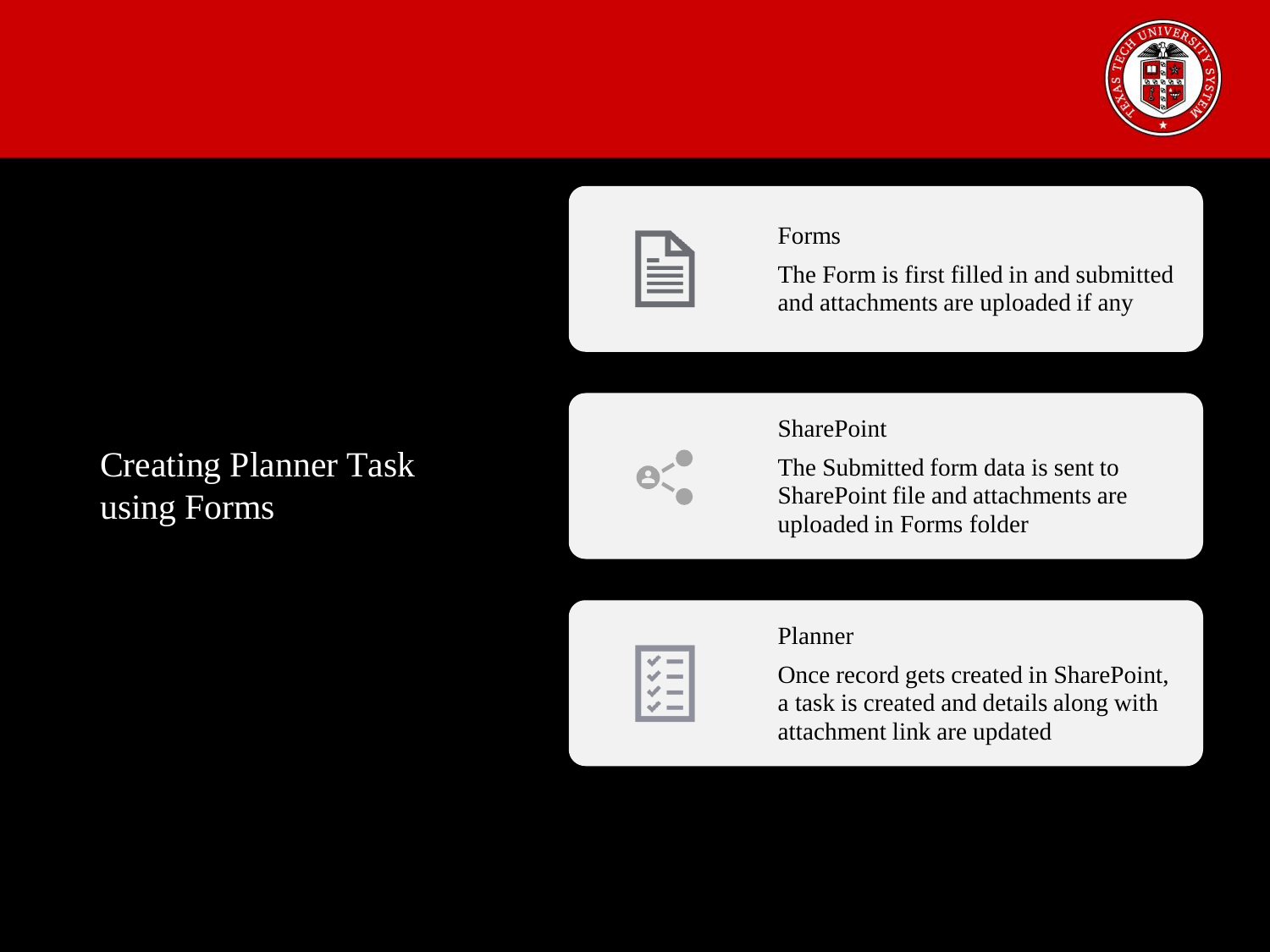# Creating Planner Task using Forms

### Forms

The Form is first filled in and submitted and attachments are uploaded if any

### SharePoint

The Submitted form data is sent to SharePoint file and attachments are uploaded in Forms folder

### Planner

Once record gets created in SharePoint, a task is created and details along with attachment link are updated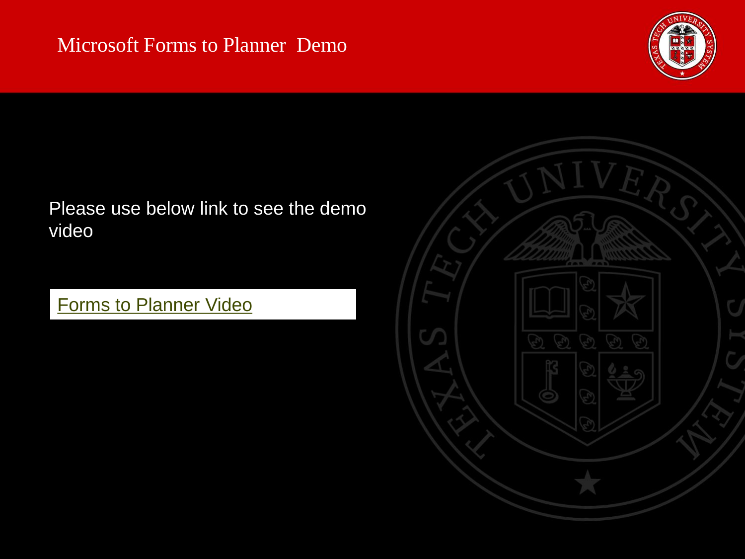# Microsoft Forms to Planner Demo

Please use below link to see the demo video

Forms to Planner Video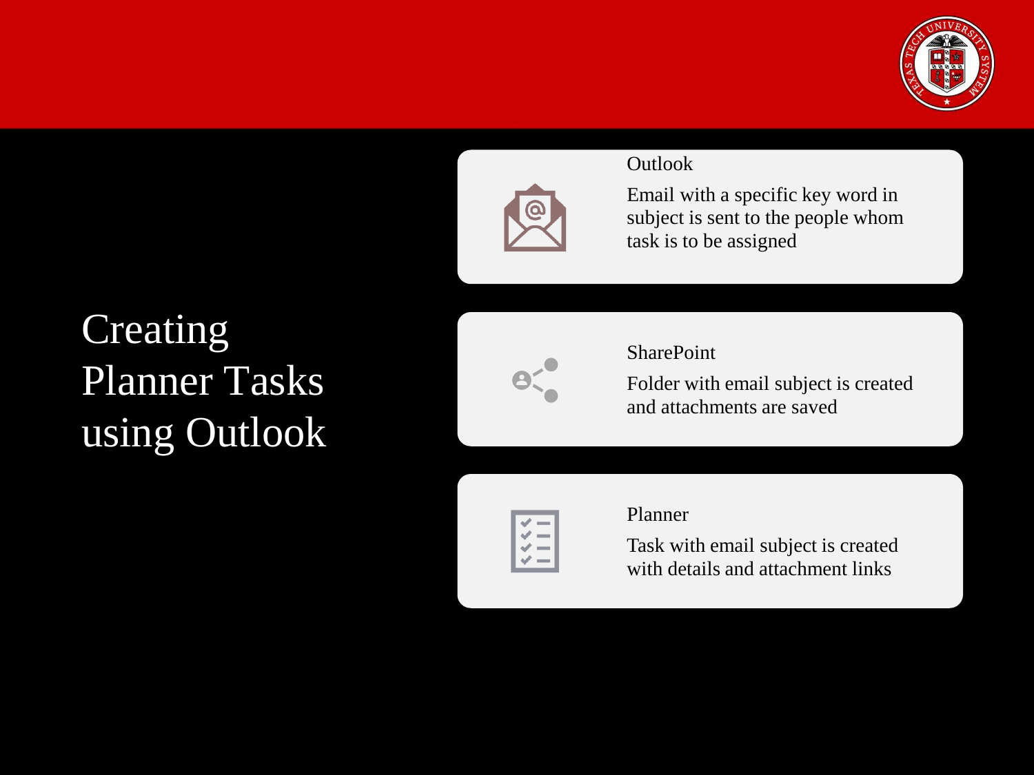# Creating Planner Tasks using Outlook

### Outlook

Email with a specific key word in subject is sent to the people whom task is to be assigned

### SharePoint

Folder with email subject is created and attachments are saved

### Planner

Task with email subject is created with details and attachment links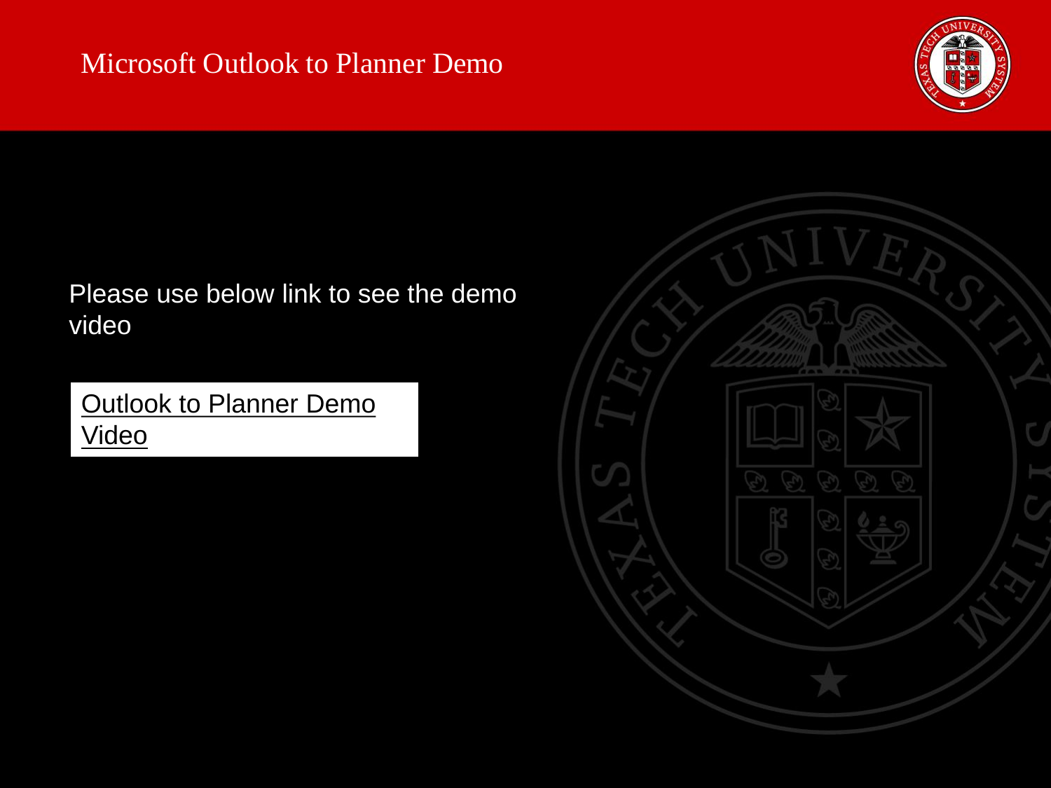# Microsoft Outlook to Planner Demo

Please use below link to see the demo video

Outlook to Planner Demo Video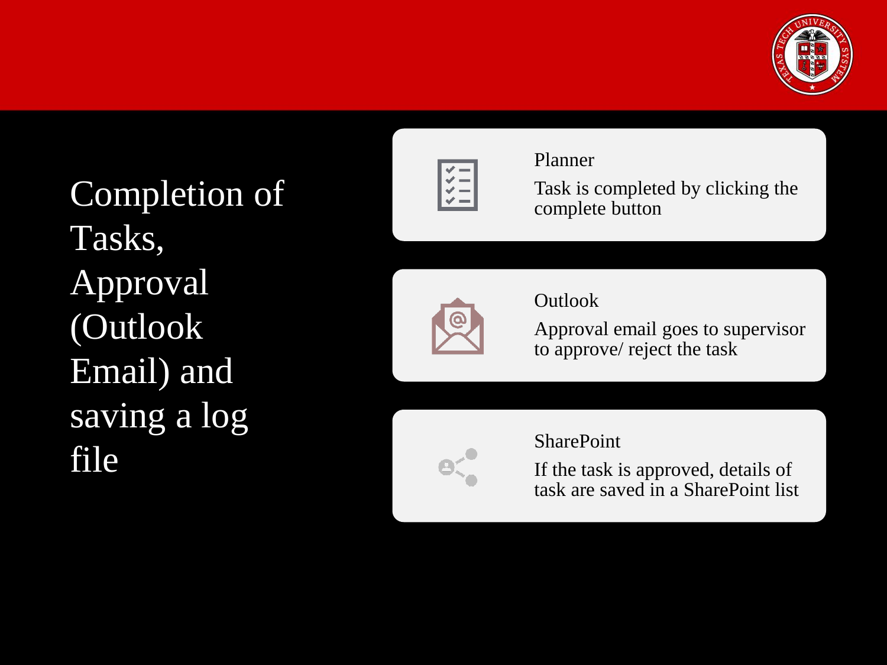# Completion of Tasks, Approval (Outlook Email) and saving a log file

### Planner

Task is completed by clicking the complete button

### Outlook

Approval email goes to supervisor to approve/ reject the task

### SharePoint

If the task is approved, details of task are saved in a SharePoint list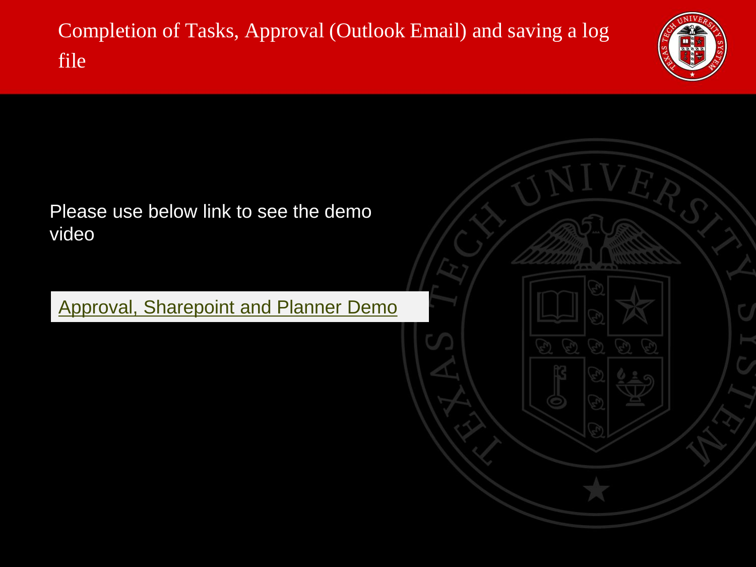# Completion of Tasks, Approval (Outlook Email) and saving a log file

Please use below link to see the demo video

Approval, Sharepoint and Planner Demo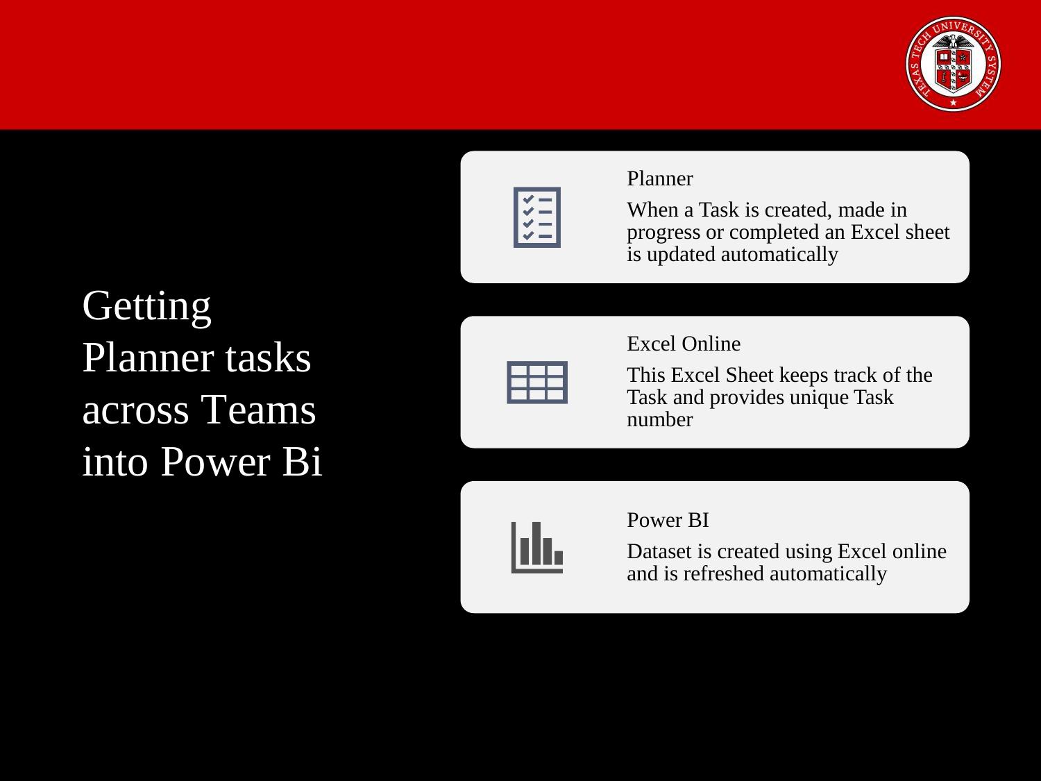# Getting Planner tasks across Teams into Power Bi

### Planner

When a Task is created, made in progress or completed an Excel sheet is updated automatically

### Excel Online

This Excel Sheet keeps track of the Task and provides unique Task number

### Power BI

Dataset is created using Excel online and is refreshed automatically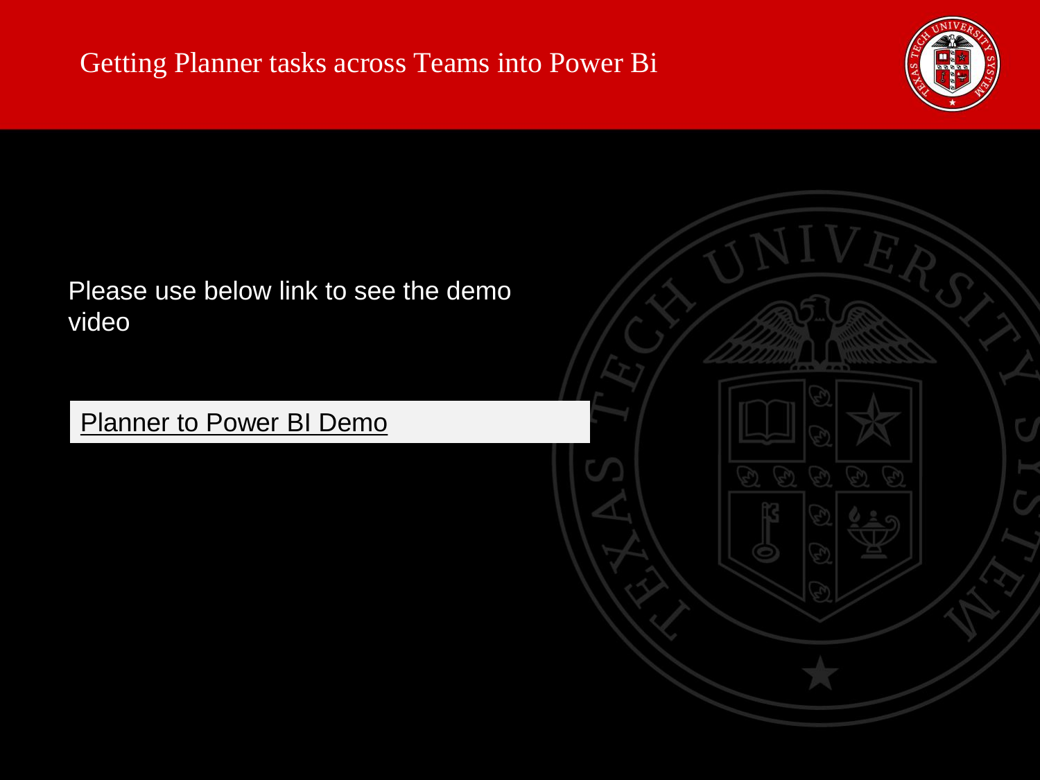# Getting Planner tasks across Teams into Power Bi

Please use below link to see the demo video

Planner to Power BI Demo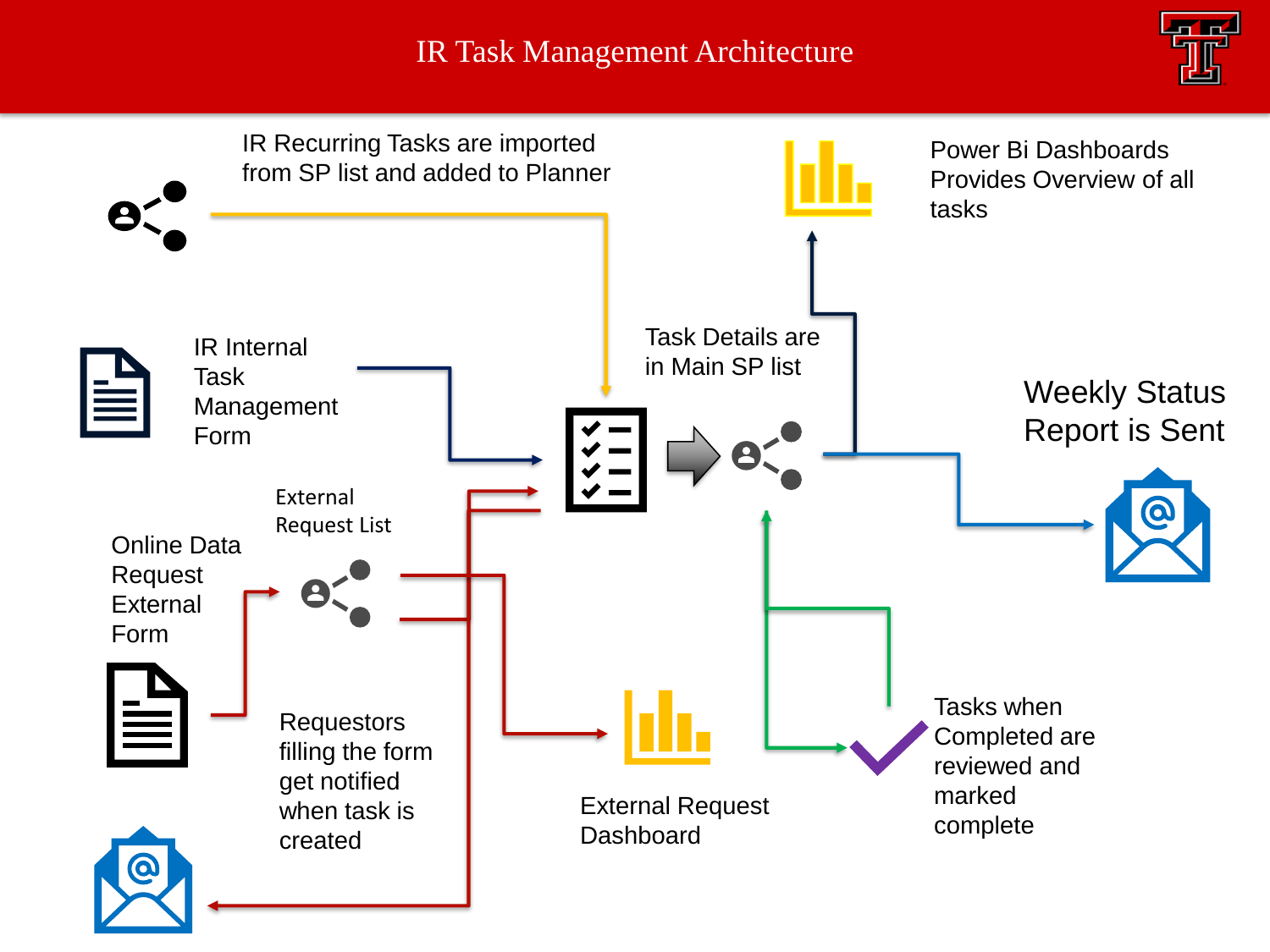# IR Task Management Architecture

IR Recurring Tasks are imported from SP list and added to Planner

Power Bi Dashboards Provides Overview of all tasks

IR Internal Task Management Form

Task Details are in Main SP list

Weekly Status Report is Sent

External Request List

Online Data Request External Form

Requestors filling the form get notified when task is created

External Request Dashboard

Tasks when Completed are reviewed and marked complete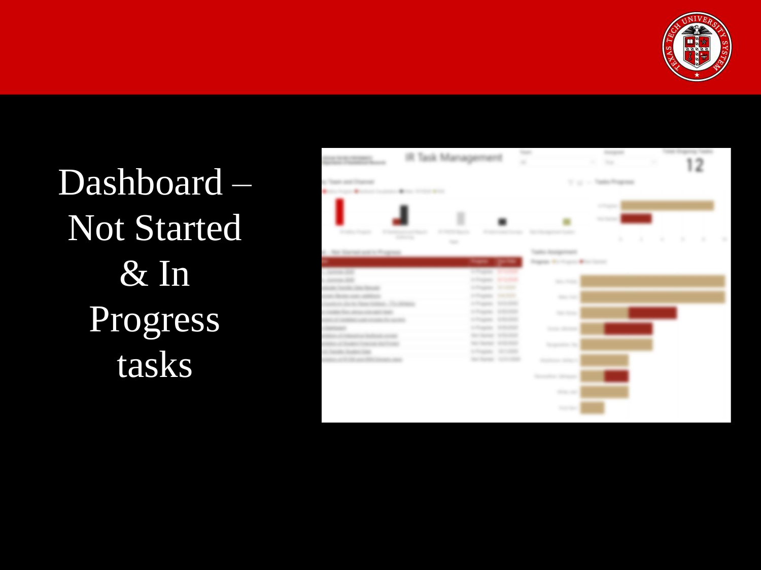# Dashboard – Not Started & In Progress tasks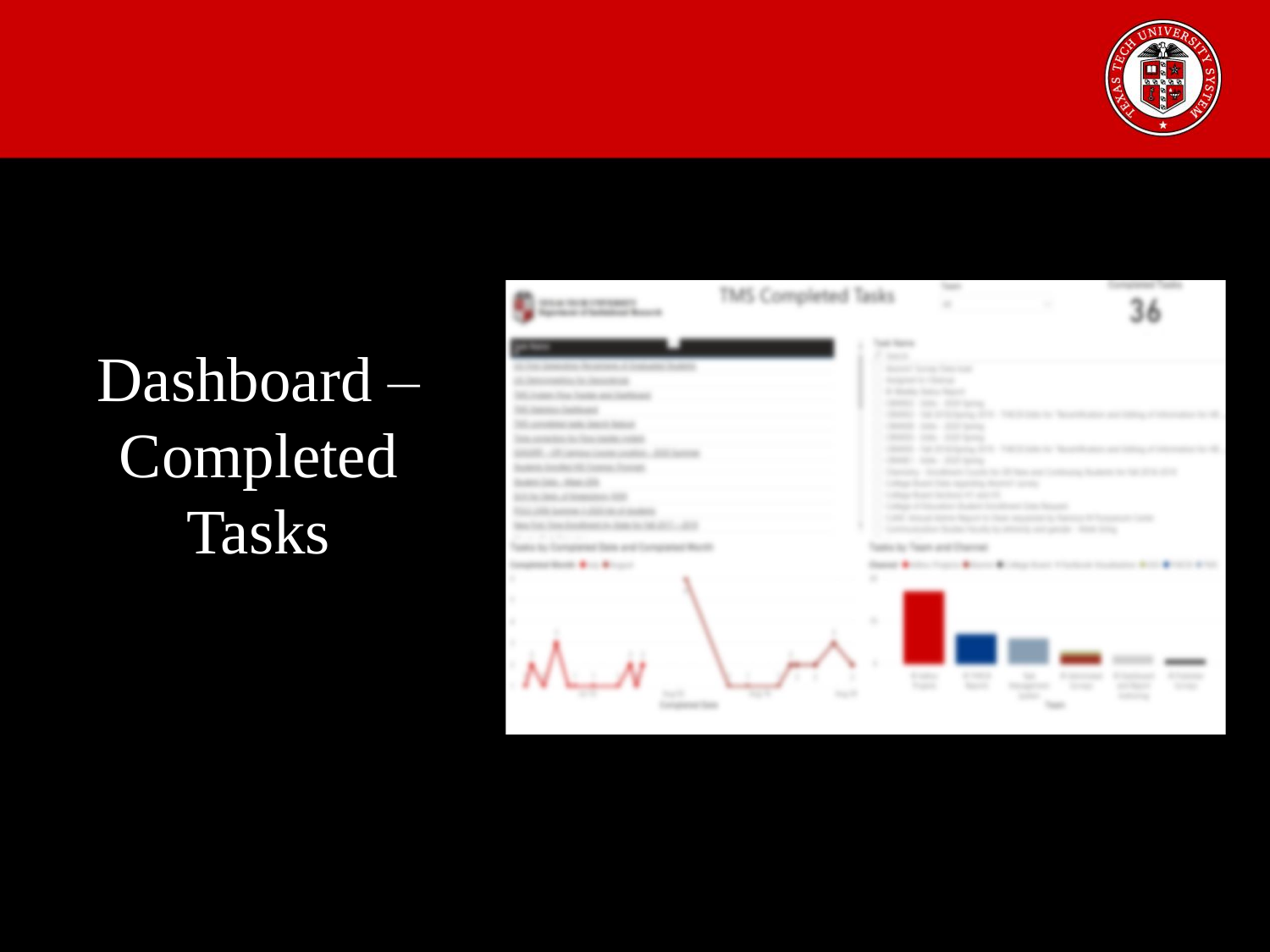# Dashboard – Completed Tasks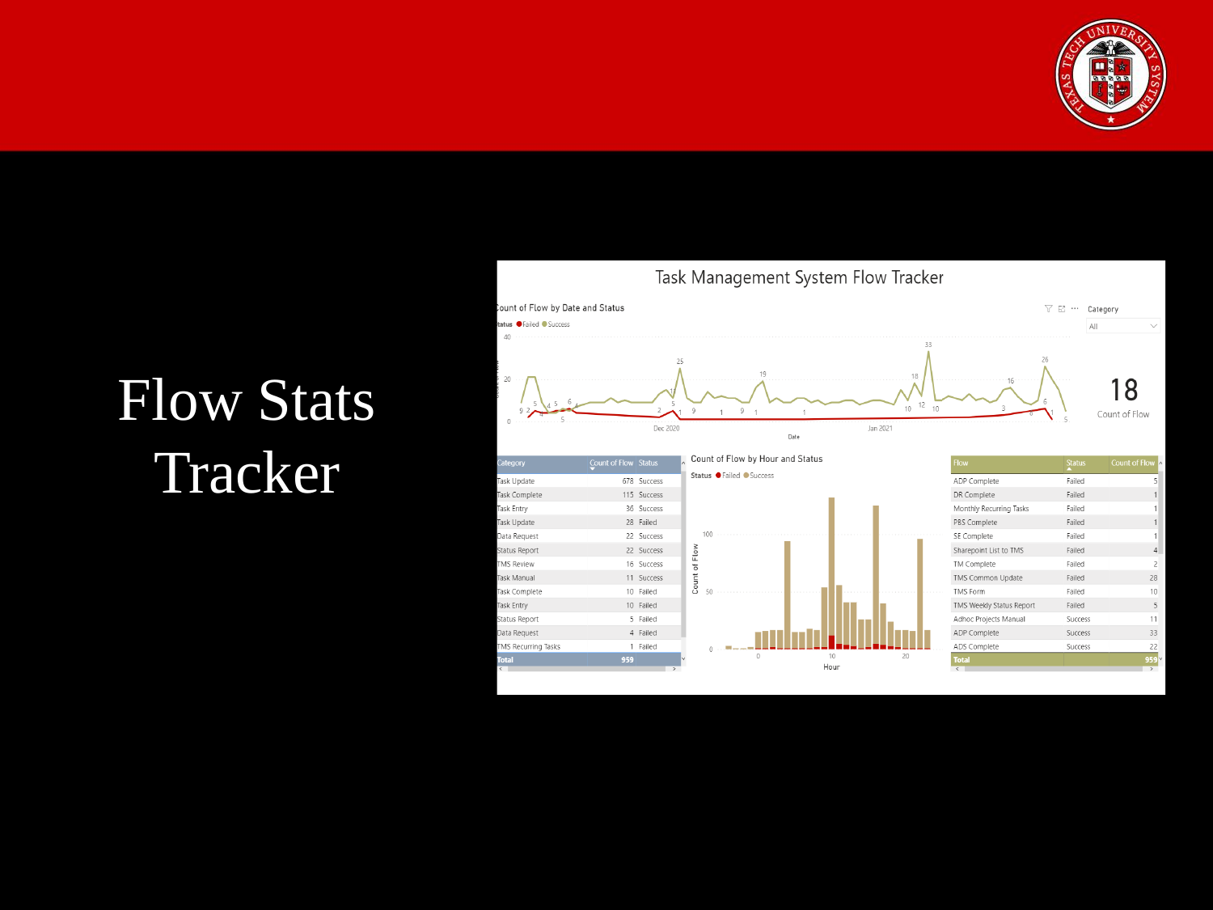# Flow Stats Tracker

## Task Management System Flow Tracker

Count of Flow by Date and Status

Status ● Failed ● Success

Category: All

18
Count of Flow

| Category | Count of Flow | Status |
|---|---|---|
| Task Update | 678 | Success |
| Task Complete | 115 | Success |
| Task Entry | 36 | Success |
| Task Update | 28 | Failed |
| Data Request | 22 | Success |
| Status Report | 22 | Success |
| TMS Review | 16 | Success |
| Task Manual | 11 | Success |
| Task Complete | 10 | Failed |
| Task Entry | 10 | Failed |
| Status Report | 5 | Failed |
| Data Request | 4 | Failed |
| TMS Recurring Tasks | 1 | Failed |
| Total | 959 | |

Count of Flow by Hour and Status

Status ● Failed ● Success

| Flow | Status | Count of Flow |
|---|---|---|
| ADP Complete | Failed | 5 |
| DR Complete | Failed | 1 |
| Monthly Recurring Tasks | Failed | 1 |
| PBS Complete | Failed | 1 |
| SE Complete | Failed | 1 |
| Sharepoint List to TMS | Failed | 4 |
| TM Complete | Failed | 2 |
| TMS Common Update | Failed | 28 |
| TMS Form | Failed | 10 |
| TMS Weekly Status Report | Failed | 5 |
| Adhoc Projects Manual | Success | 11 |
| ADP Complete | Success | 33 |
| ADS Complete | Success | 22 |
| Total | | 959 |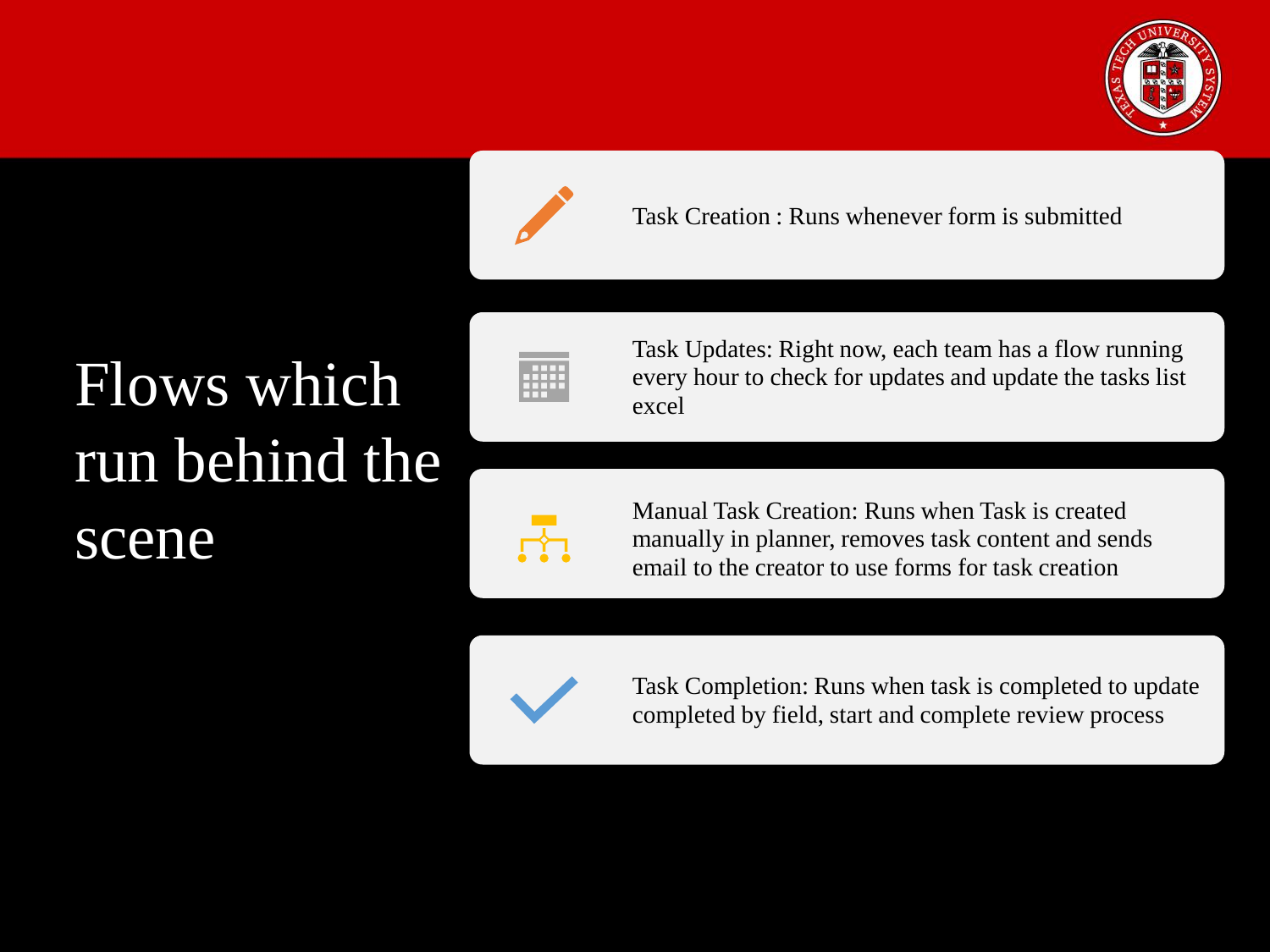# Flows which run behind the scene

- Task Creation : Runs whenever form is submitted
- Task Updates: Right now, each team has a flow running every hour to check for updates and update the tasks list excel
- Manual Task Creation: Runs when Task is created manually in planner, removes task content and sends email to the creator to use forms for task creation
- Task Completion: Runs when task is completed to update completed by field, start and complete review process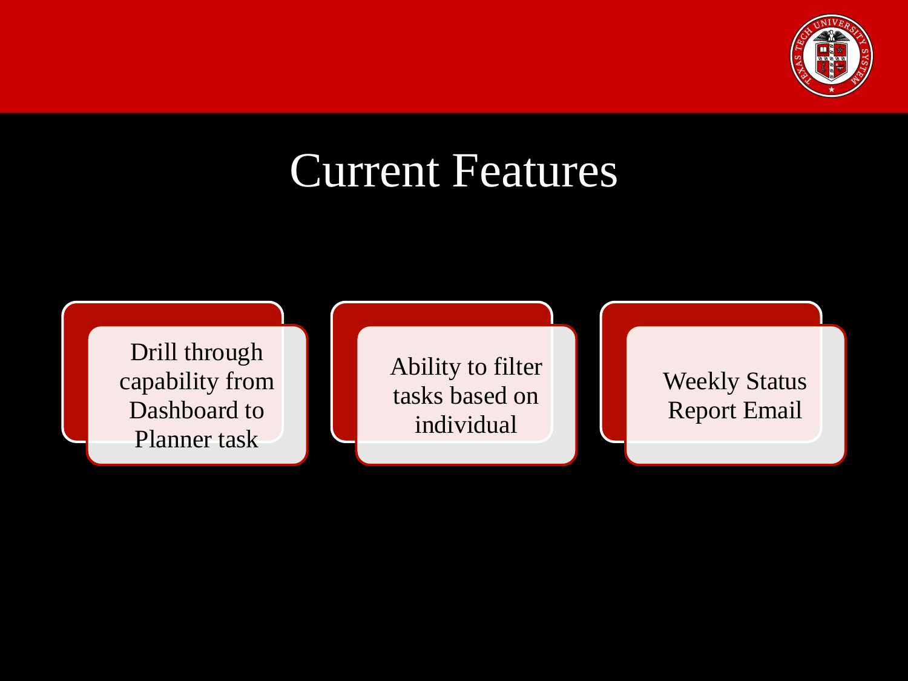# Current Features

- Drill through capability from Dashboard to Planner task
- Ability to filter tasks based on individual
- Weekly Status Report Email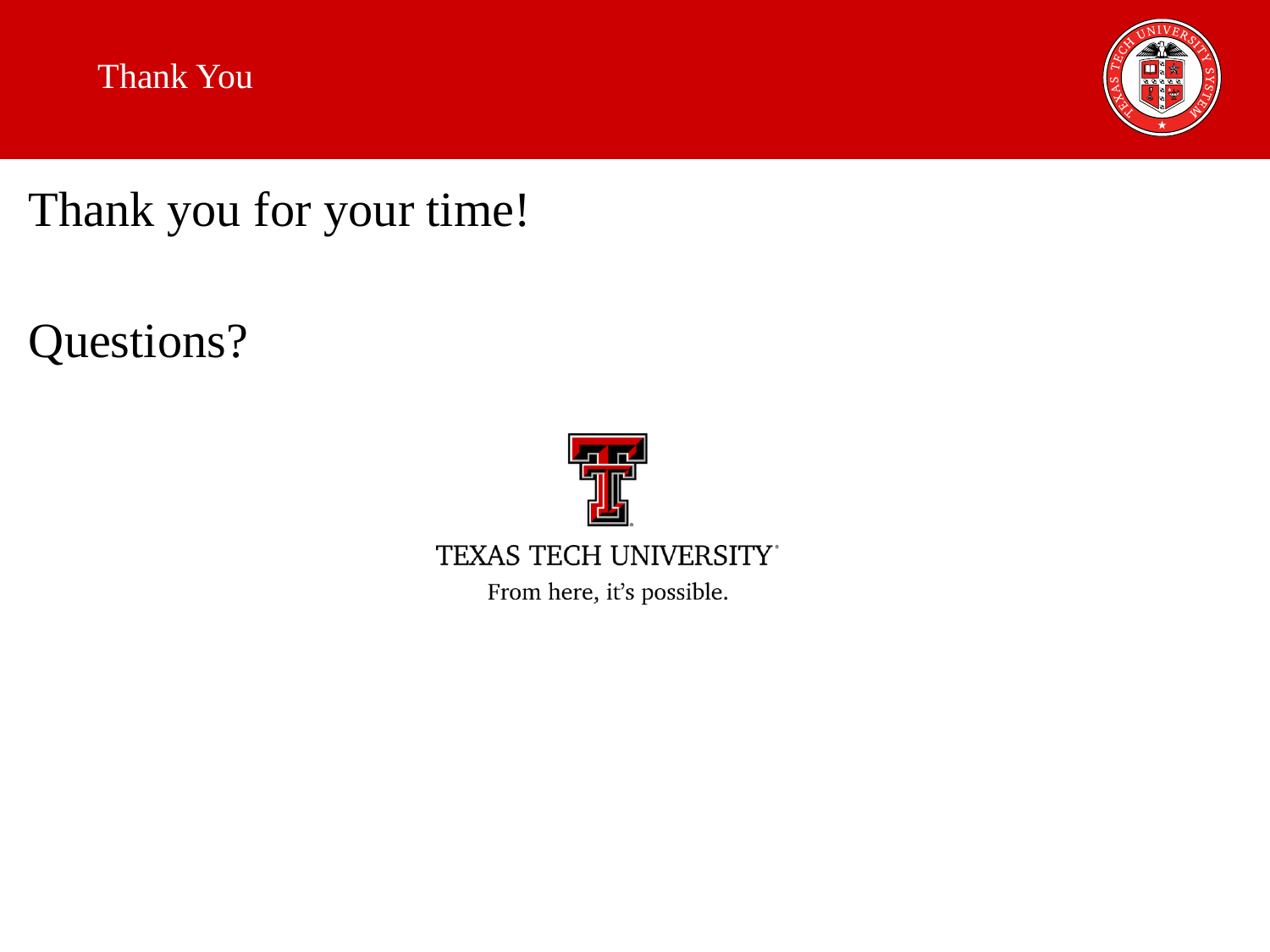# Thank You

Thank you for your time!

Questions?

TEXAS TECH UNIVERSITY

From here, it's possible.